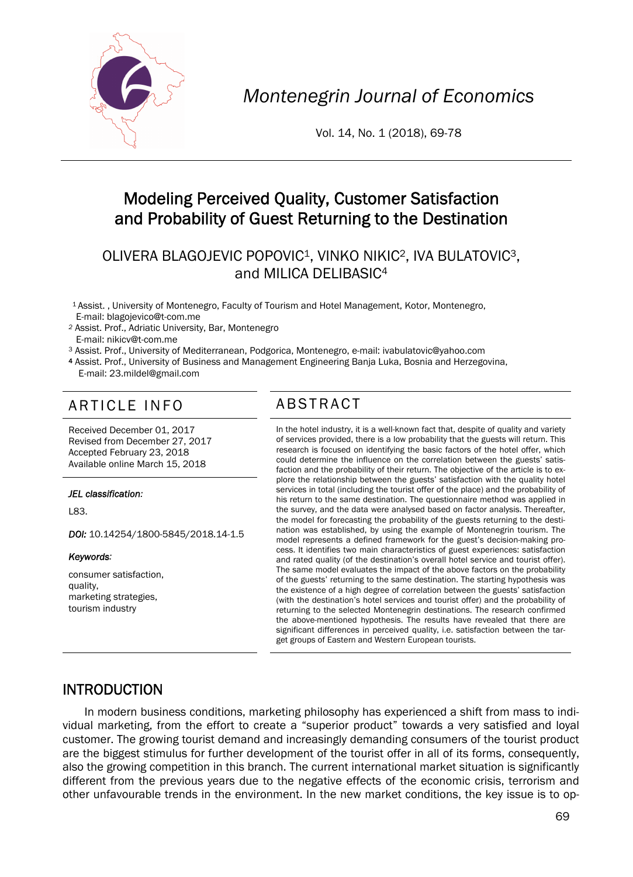# Modeling Perceived Quality, Customer Satisfaction and Probability of Guest Returning to the Destination

OLIVERA BLAGOJEVIC POPOVIC[1], VINKO NIKIC[2], IVA BULATOVIC[3], and MILICA DELIBASIC[4]

[1] Assist. , University of Montenegro, Faculty of Tourism and Hotel Management, Kotor, Montenegro, E-mail: blagojevico@t-com.me

[2] Assist. Prof., Adriatic University, Bar, Montenegro E-mail: nikicv@t-com.me

[3] Assist. Prof., University of Mediterranean, Podgorica, Montenegro, e-mail: ivabulatovic@yahoo.com

[4] Assist. Prof., University of Business and Management Engineering Banja Luka, Bosnia and Herzegovina, E-mail: 23.mildel@gmail.com

## ARTICLE INFO

Received December 01, 2017
Revised from December 27, 2017
Accepted February 23, 2018
Available online March 15, 2018

***JEL classification:***

L83.

***DOI:*** 10.14254/1800-5845/2018.14-1.5

***Keywords:***

consumer satisfaction,
quality,
marketing strategies,
tourism industry

## ABSTRACT

In the hotel industry, it is a well-known fact that, despite of quality and variety of services provided, there is a low probability that the guests will return. This research is focused on identifying the basic factors of the hotel offer, which could determine the influence on the correlation between the guests' satisfaction and the probability of their return. The objective of the article is to explore the relationship between the guests' satisfaction with the quality hotel services in total (including the tourist offer of the place) and the probability of his return to the same destination. The questionnaire method was applied in the survey, and the data were analysed based on factor analysis. Thereafter, the model for forecasting the probability of the guests returning to the destination was established, by using the example of Montenegrin tourism. The model represents a defined framework for the guest's decision-making process. It identifies two main characteristics of guest experiences: satisfaction and rated quality (of the destination's overall hotel service and tourist offer). The same model evaluates the impact of the above factors on the probability of the guests' returning to the same destination. The starting hypothesis was the existence of a high degree of correlation between the guests' satisfaction (with the destination's hotel services and tourist offer) and the probability of returning to the selected Montenegrin destinations. The research confirmed the above-mentioned hypothesis. The results have revealed that there are significant differences in perceived quality, i.e. satisfaction between the target groups of Eastern and Western European tourists.

## INTRODUCTION

In modern business conditions, marketing philosophy has experienced a shift from mass to individual marketing, from the effort to create a "superior product" towards a very satisfied and loyal customer. The growing tourist demand and increasingly demanding consumers of the tourist product are the biggest stimulus for further development of the tourist offer in all of its forms, consequently, also the growing competition in this branch. The current international market situation is significantly different from the previous years due to the negative effects of the economic crisis, terrorism and other unfavourable trends in the environment. In the new market conditions, the key issue is to op-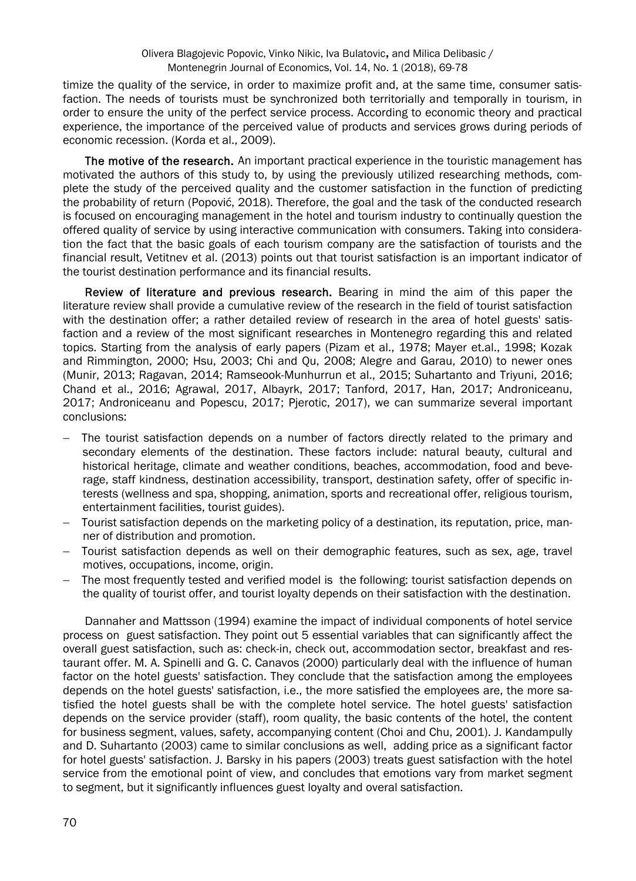timize the quality of the service, in order to maximize profit and, at the same time, consumer satisfaction. The needs of tourists must be synchronized both territorially and temporally in tourism, in order to ensure the unity of the perfect service process. According to economic theory and practical experience, the importance of the perceived value of products and services grows during periods of economic recession. (Korda et al., 2009).

**The motive of the research.** An important practical experience in the touristic management has motivated the authors of this study to, by using the previously utilized researching methods, complete the study of the perceived quality and the customer satisfaction in the function of predicting the probability of return (Popović, 2018). Therefore, the goal and the task of the conducted research is focused on encouraging management in the hotel and tourism industry to continually question the offered quality of service by using interactive communication with consumers. Taking into consideration the fact that the basic goals of each tourism company are the satisfaction of tourists and the financial result, Vetitnev et al. (2013) points out that tourist satisfaction is an important indicator of the tourist destination performance and its financial results.

**Review of literature and previous research.** Bearing in mind the aim of this paper the literature review shall provide a cumulative review of the research in the field of tourist satisfaction with the destination offer; a rather detailed review of research in the area of hotel guests' satisfaction and a review of the most significant researches in Montenegro regarding this and related topics. Starting from the analysis of early papers (Pizam et al., 1978; Mayer et.al., 1998; Kozak and Rimmington, 2000; Hsu, 2003; Chi and Qu, 2008; Alegre and Garau, 2010) to newer ones (Munir, 2013; Ragavan, 2014; Ramseook-Munhurrun et al., 2015; Suhartanto and Triyuni, 2016; Chand et al., 2016; Agrawal, 2017, Albayrk, 2017; Tanford, 2017, Han, 2017; Androniceanu, 2017; Androniceanu and Popescu, 2017; Pjerotic, 2017), we can summarize several important conclusions:

- The tourist satisfaction depends on a number of factors directly related to the primary and secondary elements of the destination. These factors include: natural beauty, cultural and historical heritage, climate and weather conditions, beaches, accommodation, food and beverage, staff kindness, destination accessibility, transport, destination safety, offer of specific interests (wellness and spa, shopping, animation, sports and recreational offer, religious tourism, entertainment facilities, tourist guides).
- Tourist satisfaction depends on the marketing policy of a destination, its reputation, price, manner of distribution and promotion.
- Tourist satisfaction depends as well on their demographic features, such as sex, age, travel motives, occupations, income, origin.
- The most frequently tested and verified model is the following: tourist satisfaction depends on the quality of tourist offer, and tourist loyalty depends on their satisfaction with the destination.

Dannaher and Mattsson (1994) examine the impact of individual components of hotel service process on guest satisfaction. They point out 5 essential variables that can significantly affect the overall guest satisfaction, such as: check-in, check out, accommodation sector, breakfast and restaurant offer. M. A. Spinelli and G. C. Canavos (2000) particularly deal with the influence of human factor on the hotel guests' satisfaction. They conclude that the satisfaction among the employees depends on the hotel guests' satisfaction, i.e., the more satisfied the employees are, the more satisfied the hotel guests shall be with the complete hotel service. The hotel guests' satisfaction depends on the service provider (staff), room quality, the basic contents of the hotel, the content for business segment, values, safety, accompanying content (Choi and Chu, 2001). J. Kandampully and D. Suhartanto (2003) came to similar conclusions as well, adding price as a significant factor for hotel guests' satisfaction. J. Barsky in his papers (2003) treats guest satisfaction with the hotel service from the emotional point of view, and concludes that emotions vary from market segment to segment, but it significantly influences guest loyalty and overal satisfaction.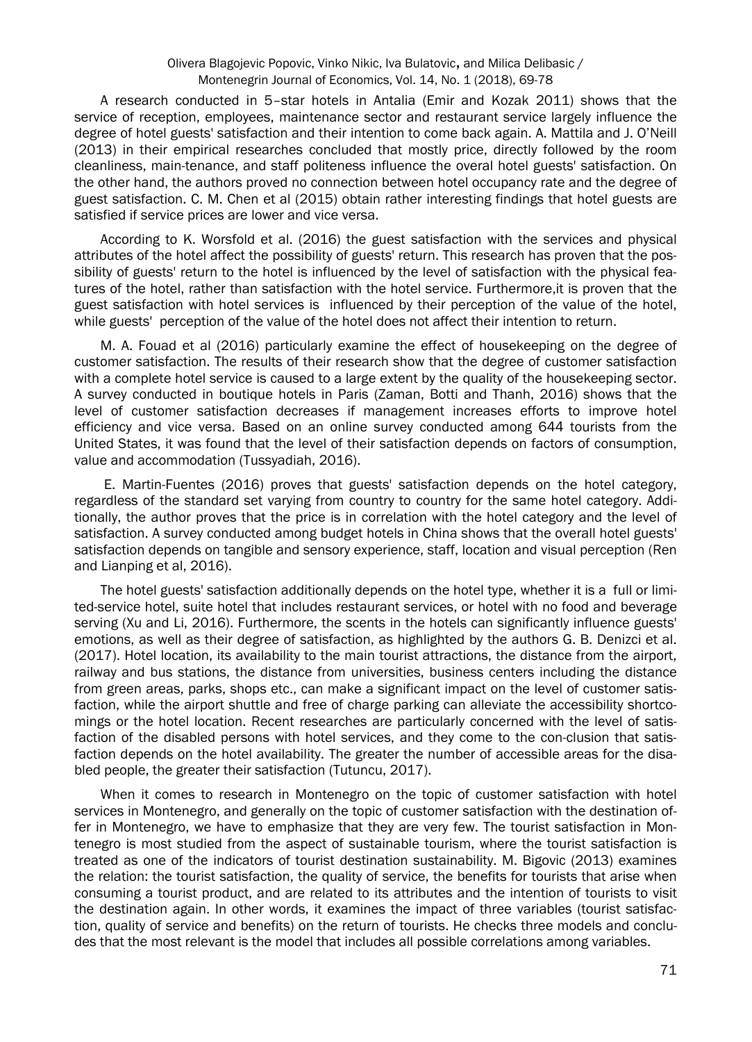A research conducted in 5–star hotels in Antalia (Emir and Kozak 2011) shows that the service of reception, employees, maintenance sector and restaurant service largely influence the degree of hotel guests' satisfaction and their intention to come back again. A. Mattila and J. O'Neill (2013) in their empirical researches concluded that mostly price, directly followed by the room cleanliness, main-tenance, and staff politeness influence the overal hotel guests' satisfaction. On the other hand, the authors proved no connection between hotel occupancy rate and the degree of guest satisfaction. C. M. Chen et al (2015) obtain rather interesting findings that hotel guests are satisfied if service prices are lower and vice versa.

According to K. Worsfold et al. (2016) the guest satisfaction with the services and physical attributes of the hotel affect the possibility of guests' return. This research has proven that the possibility of guests' return to the hotel is influenced by the level of satisfaction with the physical features of the hotel, rather than satisfaction with the hotel service. Furthermore,it is proven that the guest satisfaction with hotel services is influenced by their perception of the value of the hotel, while guests' perception of the value of the hotel does not affect their intention to return.

M. A. Fouad et al (2016) particularly examine the effect of housekeeping on the degree of customer satisfaction. The results of their research show that the degree of customer satisfaction with a complete hotel service is caused to a large extent by the quality of the housekeeping sector. A survey conducted in boutique hotels in Paris (Zaman, Botti and Thanh, 2016) shows that the level of customer satisfaction decreases if management increases efforts to improve hotel efficiency and vice versa. Based on an online survey conducted among 644 tourists from the United States, it was found that the level of their satisfaction depends on factors of consumption, value and accommodation (Tussyadiah, 2016).

E. Martin-Fuentes (2016) proves that guests' satisfaction depends on the hotel category, regardless of the standard set varying from country to country for the same hotel category. Additionally, the author proves that the price is in correlation with the hotel category and the level of satisfaction. A survey conducted among budget hotels in China shows that the overall hotel guests' satisfaction depends on tangible and sensory experience, staff, location and visual perception (Ren and Lianping et al, 2016).

The hotel guests' satisfaction additionally depends on the hotel type, whether it is a full or limited-service hotel, suite hotel that includes restaurant services, or hotel with no food and beverage serving (Xu and Li, 2016). Furthermore, the scents in the hotels can significantly influence guests' emotions, as well as their degree of satisfaction, as highlighted by the authors G. B. Denizci et al. (2017). Hotel location, its availability to the main tourist attractions, the distance from the airport, railway and bus stations, the distance from universities, business centers including the distance from green areas, parks, shops etc., can make a significant impact on the level of customer satisfaction, while the airport shuttle and free of charge parking can alleviate the accessibility shortcomings or the hotel location. Recent researches are particularly concerned with the level of satisfaction of the disabled persons with hotel services, and they come to the con-clusion that satisfaction depends on the hotel availability. The greater the number of accessible areas for the disabled people, the greater their satisfaction (Tutuncu, 2017).

When it comes to research in Montenegro on the topic of customer satisfaction with hotel services in Montenegro, and generally on the topic of customer satisfaction with the destination offer in Montenegro, we have to emphasize that they are very few. The tourist satisfaction in Montenegro is most studied from the aspect of sustainable tourism, where the tourist satisfaction is treated as one of the indicators of tourist destination sustainability. M. Bigovic (2013) examines the relation: the tourist satisfaction, the quality of service, the benefits for tourists that arise when consuming a tourist product, and are related to its attributes and the intention of tourists to visit the destination again. In other words, it examines the impact of three variables (tourist satisfaction, quality of service and benefits) on the return of tourists. He checks three models and concludes that the most relevant is the model that includes all possible correlations among variables.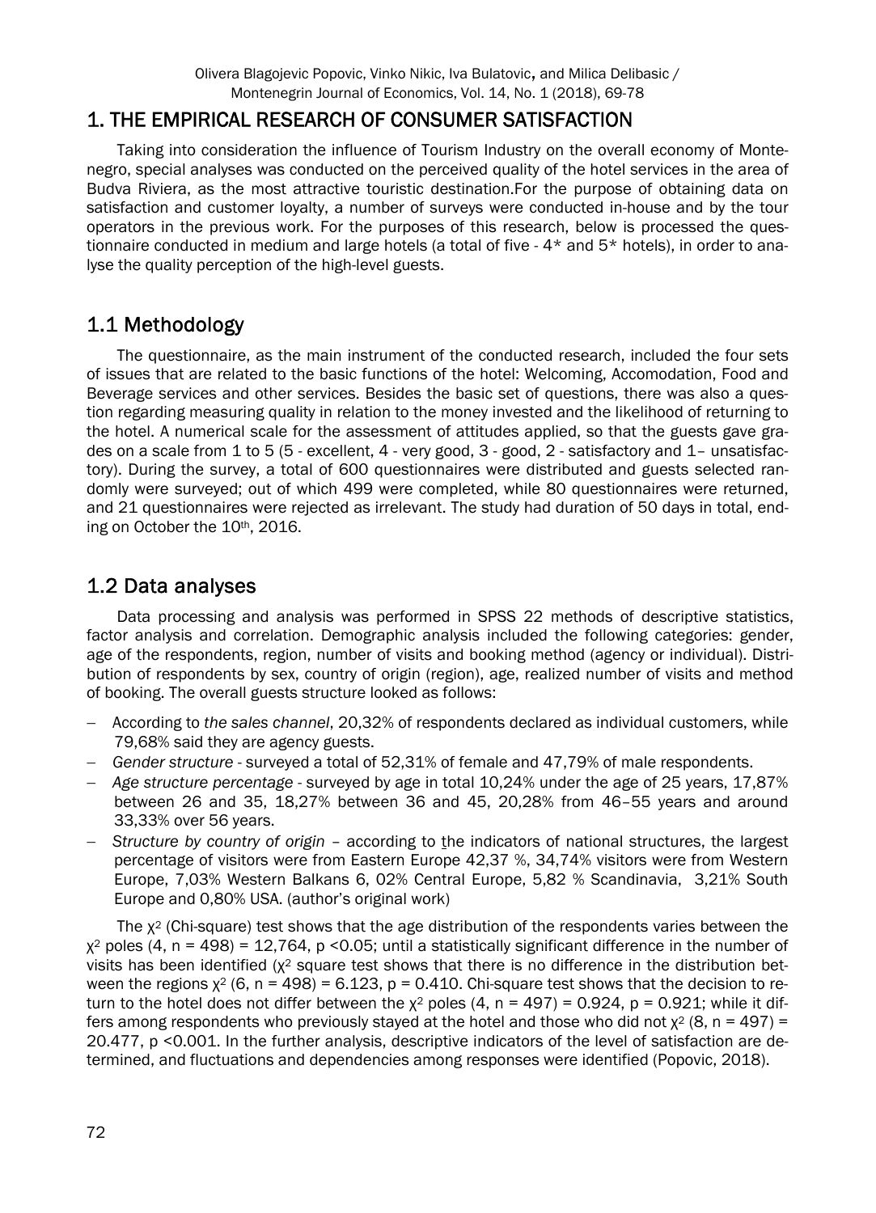## 1. THE EMPIRICAL RESEARCH OF CONSUMER SATISFACTION

Taking into consideration the influence of Tourism Industry on the overall economy of Montenegro, special analyses was conducted on the perceived quality of the hotel services in the area of Budva Riviera, as the most attractive touristic destination.For the purpose of obtaining data on satisfaction and customer loyalty, a number of surveys were conducted in-house and by the tour operators in the previous work. For the purposes of this research, below is processed the questionnaire conducted in medium and large hotels (a total of five - 4* and 5* hotels), in order to analyse the quality perception of the high-level guests.

### 1.1 Methodology

The questionnaire, as the main instrument of the conducted research, included the four sets of issues that are related to the basic functions of the hotel: Welcoming, Accomodation, Food and Beverage services and other services. Besides the basic set of questions, there was also a question regarding measuring quality in relation to the money invested and the likelihood of returning to the hotel. A numerical scale for the assessment of attitudes applied, so that the guests gave grades on a scale from 1 to 5 (5 - excellent, 4 - very good, 3 - good, 2 - satisfactory and 1– unsatisfactory). During the survey, a total of 600 questionnaires were distributed and guests selected randomly were surveyed; out of which 499 were completed, while 80 questionnaires were returned, and 21 questionnaires were rejected as irrelevant. The study had duration of 50 days in total, ending on October the 10th, 2016.

### 1.2 Data analyses

Data processing and analysis was performed in SPSS 22 methods of descriptive statistics, factor analysis and correlation. Demographic analysis included the following categories: gender, age of the respondents, region, number of visits and booking method (agency or individual). Distribution of respondents by sex, country of origin (region), age, realized number of visits and method of booking. The overall guests structure looked as follows:

- According to *the sales channel*, 20,32% of respondents declared as individual customers, while 79,68% said they are agency guests.
- *Gender structure* - surveyed a total of 52,31% of female and 47,79% of male respondents.
- *Age structure percentage* - surveyed by age in total 10,24% under the age of 25 years, 17,87% between 26 and 35, 18,27% between 36 and 45, 20,28% from 46–55 years and around 33,33% over 56 years.
- *Structure by country of origin* – according to the indicators of national structures, the largest percentage of visitors were from Eastern Europe 42,37 %, 34,74% visitors were from Western Europe, 7,03% Western Balkans 6, 02% Central Europe, 5,82 % Scandinavia, 3,21% South Europe and 0,80% USA. (author's original work)

The $\chi^2$ (Chi-square) test shows that the age distribution of the respondents varies between the $\chi^2$ poles (4, n = 498) = 12,764, p <0.05; until a statistically significant difference in the number of visits has been identified ($\chi^2$ square test shows that there is no difference in the distribution between the regions $\chi^2$ (6, n = 498) = 6.123, p = 0.410. Chi-square test shows that the decision to return to the hotel does not differ between the $\chi^2$ poles (4, n = 497) = 0.924, p = 0.921; while it differs among respondents who previously stayed at the hotel and those who did not $\chi^2$ (8, n = 497) = 20.477, p <0.001. In the further analysis, descriptive indicators of the level of satisfaction are determined, and fluctuations and dependencies among responses were identified (Popovic, 2018).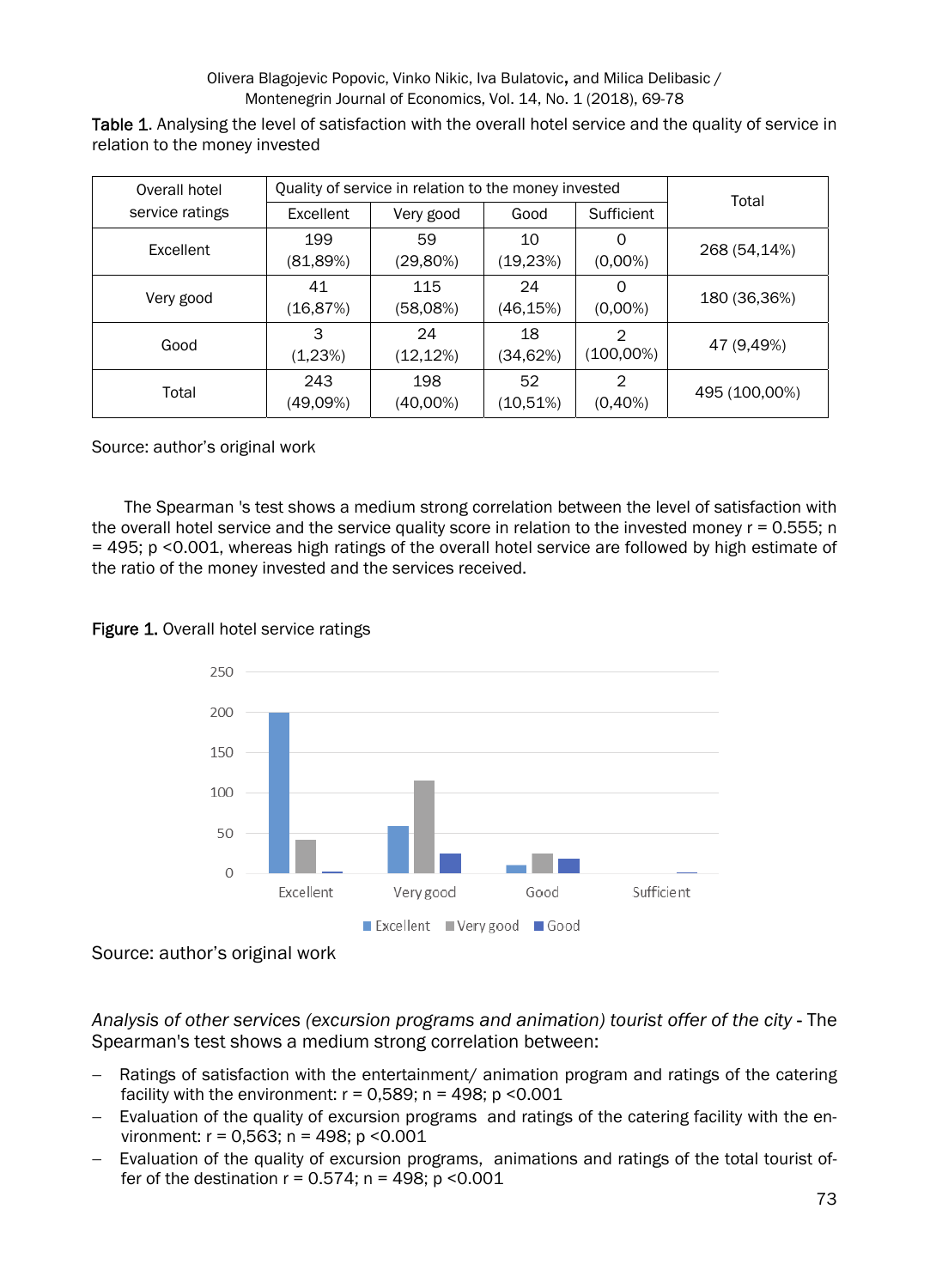**Table 1.** Analysing the level of satisfaction with the overall hotel service and the quality of service in relation to the money invested

| Overall hotel service ratings | Quality of service in relation to the money invested | | | | Total |
|---|---|---|---|---|---|
| | Excellent | Very good | Good | Sufficient | |
| Excellent | 199 (81,89%) | 59 (29,80%) | 10 (19,23%) | 0 (0,00%) | 268 (54,14%) |
| Very good | 41 (16,87%) | 115 (58,08%) | 24 (46,15%) | 0 (0,00%) | 180 (36,36%) |
| Good | 3 (1,23%) | 24 (12,12%) | 18 (34,62%) | 2 (100,00%) | 47 (9,49%) |
| Total | 243 (49,09%) | 198 (40,00%) | 52 (10,51%) | 2 (0,40%) | 495 (100,00%) |

Source: author's original work

The Spearman 's test shows a medium strong correlation between the level of satisfaction with the overall hotel service and the service quality score in relation to the invested money $r = 0.555$; $n = 495$; $p < 0.001$, whereas high ratings of the overall hotel service are followed by high estimate of the ratio of the money invested and the services received.

**Figure 1.** Overall hotel service ratings

Source: author's original work

*Analysis of other services (excursion programs and animation) tourist offer of the city* - The Spearman's test shows a medium strong correlation between:

- Ratings of satisfaction with the entertainment/ animation program and ratings of the catering facility with the environment: $r = 0{,}589$; $n = 498$; $p < 0.001$
- Evaluation of the quality of excursion programs and ratings of the catering facility with the environment: $r = 0{,}563$; $n = 498$; $p < 0.001$
- Evaluation of the quality of excursion programs, animations and ratings of the total tourist offer of the destination $r = 0.574$; $n = 498$; $p < 0.001$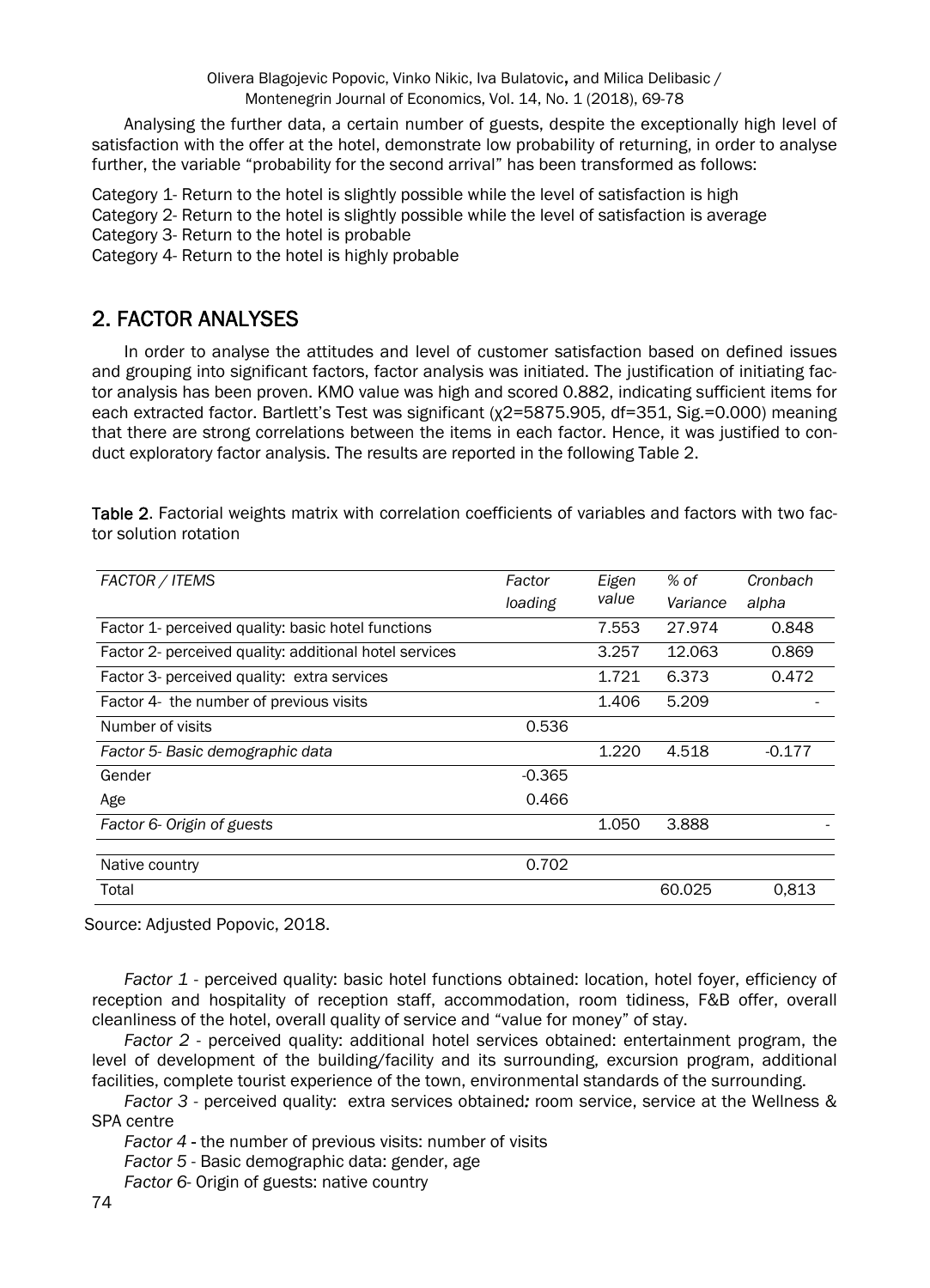Analysing the further data, a certain number of guests, despite the exceptionally high level of satisfaction with the offer at the hotel, demonstrate low probability of returning, in order to analyse further, the variable "probability for the second arrival" has been transformed as follows:

Category 1- Return to the hotel is slightly possible while the level of satisfaction is high
Category 2- Return to the hotel is slightly possible while the level of satisfaction is average
Category 3- Return to the hotel is probable
Category 4- Return to the hotel is highly probable

## 2. FACTOR ANALYSES

In order to analyse the attitudes and level of customer satisfaction based on defined issues and grouping into significant factors, factor analysis was initiated. The justification of initiating factor analysis has been proven. KMO value was high and scored 0.882, indicating sufficient items for each extracted factor. Bartlett's Test was significant ($\chi^2$=5875.905, df=351, Sig.=0.000) meaning that there are strong correlations between the items in each factor. Hence, it was justified to conduct exploratory factor analysis. The results are reported in the following Table 2.

**Table 2**. Factorial weights matrix with correlation coefficients of variables and factors with two factor solution rotation

| *FACTOR / ITEMS* | *Factor loading* | *Eigen value* | *% of Variance* | *Cronbach alpha* |
|---|---|---|---|---|
| Factor 1- perceived quality: basic hotel functions | | 7.553 | 27.974 | 0.848 |
| Factor 2- perceived quality: additional hotel services | | 3.257 | 12.063 | 0.869 |
| Factor 3- perceived quality: extra services | | 1.721 | 6.373 | 0.472 |
| Factor 4- the number of previous visits | | 1.406 | 5.209 | - |
| Number of visits | 0.536 | | | |
| *Factor 5- Basic demographic data* | | 1.220 | 4.518 | -0.177 |
| Gender | -0.365 | | | |
| Age | 0.466 | | | |
| *Factor 6- Origin of guests* | | 1.050 | 3.888 | - |
| Native country | 0.702 | | | |
| Total | | | 60.025 | 0,813 |

Source: Adjusted Popovic, 2018.

*Factor 1* - perceived quality: basic hotel functions obtained: location, hotel foyer, efficiency of reception and hospitality of reception staff, accommodation, room tidiness, F&B offer, overall cleanliness of the hotel, overall quality of service and "value for money" of stay.

*Factor 2* - perceived quality: additional hotel services obtained: entertainment program, the level of development of the building/facility and its surrounding, excursion program, additional facilities, complete tourist experience of the town, environmental standards of the surrounding.

*Factor 3* - perceived quality: extra services obtained*:* room service, service at the Wellness & SPA centre

*Factor 4* - the number of previous visits: number of visits

*Factor 5* - Basic demographic data: gender, age

*Factor 6*- Origin of guests: native country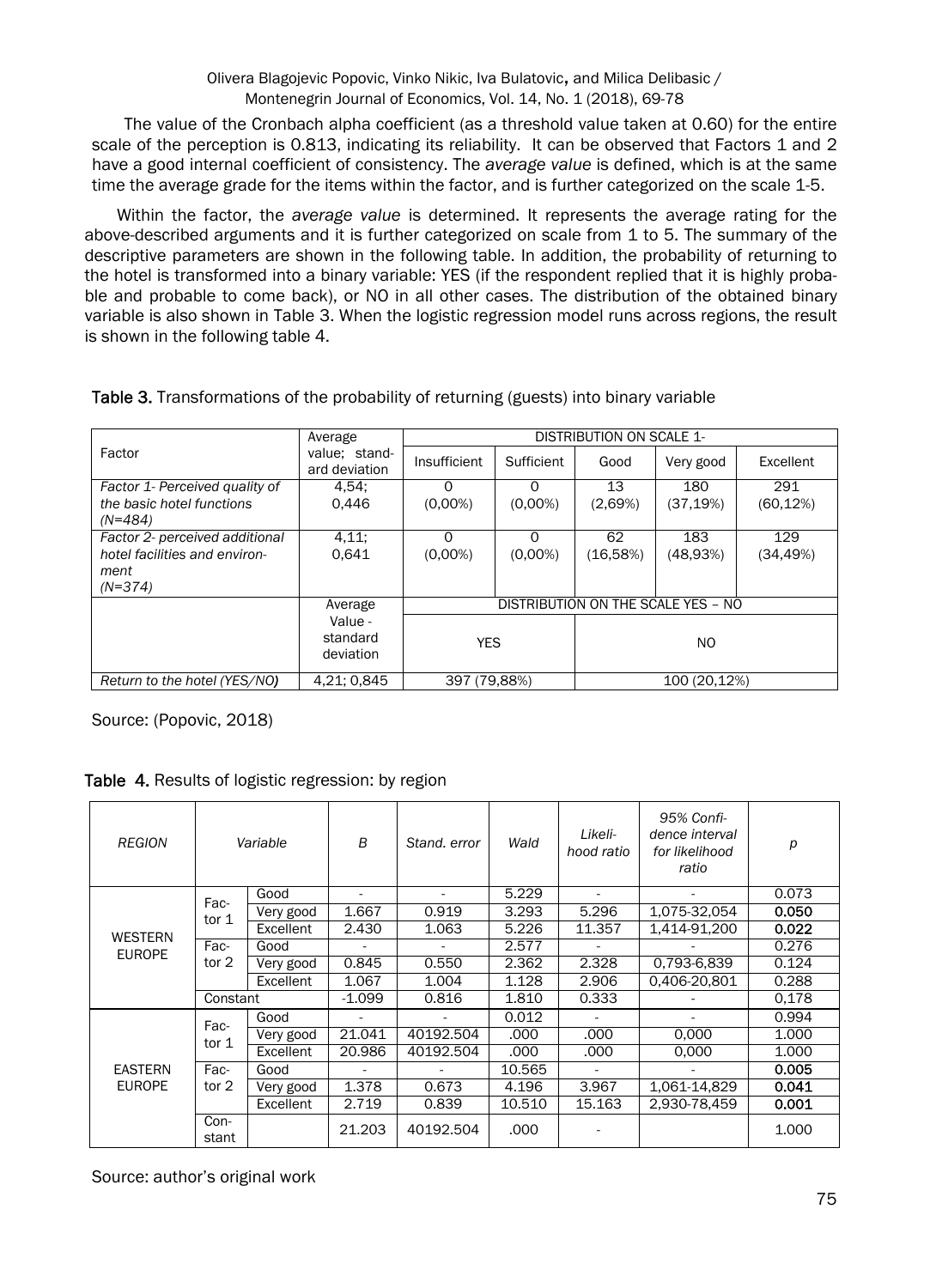The value of the Cronbach alpha coefficient (as a threshold value taken at 0.60) for the entire scale of the perception is 0.813, indicating its reliability. It can be observed that Factors 1 and 2 have a good internal coefficient of consistency. The *average value* is defined, which is at the same time the average grade for the items within the factor, and is further categorized on the scale 1-5.

Within the factor, the *average value* is determined. It represents the average rating for the above-described arguments and it is further categorized on scale from 1 to 5. The summary of the descriptive parameters are shown in the following table. In addition, the probability of returning to the hotel is transformed into a binary variable: YES (if the respondent replied that it is highly probable and probable to come back), or NO in all other cases. The distribution of the obtained binary variable is also shown in Table 3. When the logistic regression model runs across regions, the result is shown in the following table 4.

**Table 3.** Transformations of the probability of returning (guests) into binary variable

| Factor | Average value; standard deviation | DISTRIBUTION ON SCALE 1- | | | | |
|---|---|---|---|---|---|---|
| | | Insufficient | Sufficient | Good | Very good | Excellent |
| *Factor 1- Perceived quality of the basic hotel functions (N=484)* | 4,54; 0,446 | 0 (0,00%) | 0 (0,00%) | 13 (2,69%) | 180 (37,19%) | 291 (60,12%) |
| *Factor 2- perceived additional hotel facilities and environment (N=374)* | 4,11; 0,641 | 0 (0,00%) | 0 (0,00%) | 62 (16,58%) | 183 (48,93%) | 129 (34,49%) |
| | Average Value - standard deviation | DISTRIBUTION ON THE SCALE YES – NO | | | | |
| | | YES | | NO | | |
| *Return to the hotel (YES/NO)* | 4,21; 0,845 | 397 (79,88%) | | 100 (20,12%) | | |

Source: (Popovic, 2018)

**Table 4.** Results of logistic regression: by region

| *REGION* | *Variable* | | *B* | *Stand. error* | *Wald* | *Likelihood ratio* | *95% Confidence interval for likelihood ratio* | *p* |
|---|---|---|---|---|---|---|---|---|
| WESTERN EUROPE | Factor 1 | Good | - | - | 5.229 | - | - | 0.073 |
| | | Very good | 1.667 | 0.919 | 3.293 | 5.296 | 1,075-32,054 | **0.050** |
| | | Excellent | 2.430 | 1.063 | 5.226 | 11.357 | 1,414-91,200 | **0.022** |
| | Factor 2 | Good | - | - | 2.577 | - | - | 0.276 |
| | | Very good | 0.845 | 0.550 | 2.362 | 2.328 | 0,793-6,839 | 0.124 |
| | | Excellent | 1.067 | 1.004 | 1.128 | 2.906 | 0,406-20,801 | 0.288 |
| | Constant | | -1.099 | 0.816 | 1.810 | 0.333 | - | 0,178 |
| EASTERN EUROPE | Factor 1 | Good | - | - | 0.012 | - | - | 0.994 |
| | | Very good | 21.041 | 40192.504 | .000 | .000 | 0,000 | 1.000 |
| | | Excellent | 20.986 | 40192.504 | .000 | .000 | 0,000 | 1.000 |
| | Factor 2 | Good | - | - | 10.565 | - | - | **0.005** |
| | | Very good | 1.378 | 0.673 | 4.196 | 3.967 | 1,061-14,829 | **0.041** |
| | | Excellent | 2.719 | 0.839 | 10.510 | 15.163 | 2,930-78,459 | **0.001** |
| | Constant | | 21.203 | 40192.504 | .000 | - | | 1.000 |

Source: author's original work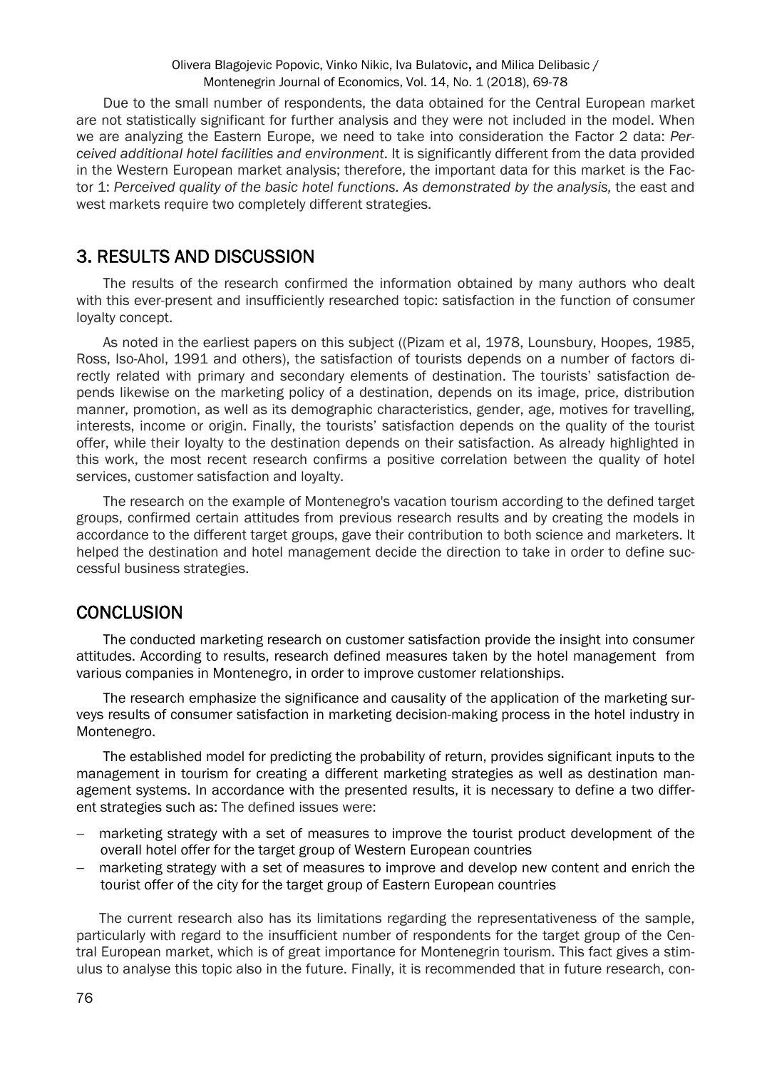Due to the small number of respondents, the data obtained for the Central European market are not statistically significant for further analysis and they were not included in the model. When we are analyzing the Eastern Europe, we need to take into consideration the Factor 2 data: *Perceived additional hotel facilities and environment*. It is significantly different from the data provided in the Western European market analysis; therefore, the important data for this market is the Factor 1: *Perceived quality of the basic hotel functions. As demonstrated by the analysis,* the east and west markets require two completely different strategies.

## 3. RESULTS AND DISCUSSION

The results of the research confirmed the information obtained by many authors who dealt with this ever-present and insufficiently researched topic: satisfaction in the function of consumer loyalty concept.

As noted in the earliest papers on this subject ((Pizam et al, 1978, Lounsbury, Hoopes, 1985, Ross, Iso-Ahol, 1991 and others), the satisfaction of tourists depends on a number of factors directly related with primary and secondary elements of destination. The tourists' satisfaction depends likewise on the marketing policy of a destination, depends on its image, price, distribution manner, promotion, as well as its demographic characteristics, gender, age, motives for travelling, interests, income or origin. Finally, the tourists' satisfaction depends on the quality of the tourist offer, while their loyalty to the destination depends on their satisfaction. As already highlighted in this work, the most recent research confirms a positive correlation between the quality of hotel services, customer satisfaction and loyalty.

The research on the example of Montenegro's vacation tourism according to the defined target groups, confirmed certain attitudes from previous research results and by creating the models in accordance to the different target groups, gave their contribution to both science and marketers. It helped the destination and hotel management decide the direction to take in order to define successful business strategies.

## CONCLUSION

The conducted marketing research on customer satisfaction provide the insight into consumer attitudes. According to results, research defined measures taken by the hotel management from various companies in Montenegro, in order to improve customer relationships.

The research emphasize the significance and causality of the application of the marketing surveys results of consumer satisfaction in marketing decision-making process in the hotel industry in Montenegro.

The established model for predicting the probability of return, provides significant inputs to the management in tourism for creating a different marketing strategies as well as destination management systems. In accordance with the presented results, it is necessary to define a two different strategies such as: The defined issues were:

- marketing strategy with a set of measures to improve the tourist product development of the overall hotel offer for the target group of Western European countries
- marketing strategy with a set of measures to improve and develop new content and enrich the tourist offer of the city for the target group of Eastern European countries

The current research also has its limitations regarding the representativeness of the sample, particularly with regard to the insufficient number of respondents for the target group of the Central European market, which is of great importance for Montenegrin tourism. This fact gives a stimulus to analyse this topic also in the future. Finally, it is recommended that in future research, con-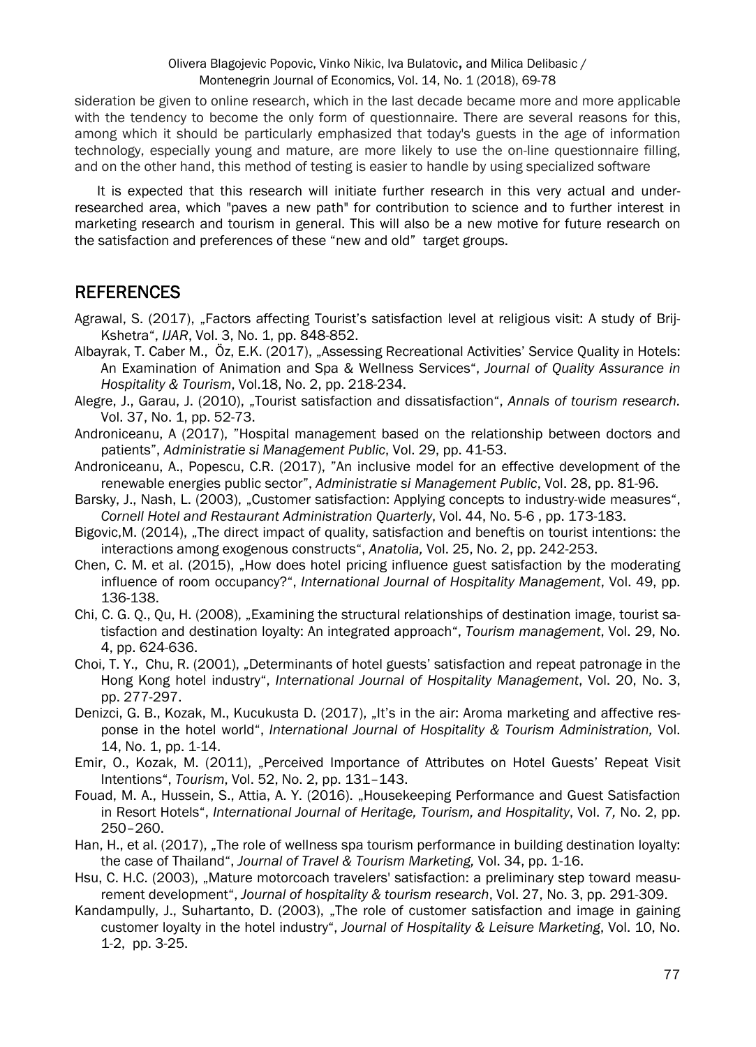sideration be given to online research, which in the last decade became more and more applicable with the tendency to become the only form of questionnaire. There are several reasons for this, among which it should be particularly emphasized that today's guests in the age of information technology, especially young and mature, are more likely to use the on-line questionnaire filling, and on the other hand, this method of testing is easier to handle by using specialized software

It is expected that this research will initiate further research in this very actual and under-researched area, which "paves a new path" for contribution to science and to further interest in marketing research and tourism in general. This will also be a new motive for future research on the satisfaction and preferences of these "new and old" target groups.

## REFERENCES

Agrawal, S. (2017), „Factors affecting Tourist's satisfaction level at religious visit: A study of Brij-Kshetra", *IJAR*, Vol. 3, No. 1, pp. 848-852.

Albayrak, T. Caber M., Öz, E.K. (2017), „Assessing Recreational Activities' Service Quality in Hotels: An Examination of Animation and Spa & Wellness Services", *Journal of Quality Assurance in Hospitality & Tourism*, Vol.18, No. 2, pp. 218-234.

Alegre, J., Garau, J. (2010), „Tourist satisfaction and dissatisfaction", *Annals of tourism research.* Vol. 37, No. 1, pp. 52-73.

Androniceanu, A (2017), "Hospital management based on the relationship between doctors and patients", *Administratie si Management Public*, Vol. 29, pp. 41-53.

Androniceanu, A., Popescu, C.R. (2017), "An inclusive model for an effective development of the renewable energies public sector", *Administratie si Management Public*, Vol. 28, pp. 81-96.

Barsky, J., Nash, L. (2003), „Customer satisfaction: Applying concepts to industry-wide measures", *Cornell Hotel and Restaurant Administration Quarterly*, Vol. 44, No. 5-6 , pp. 173-183.

Bigovic,M. (2014), „The direct impact of quality, satisfaction and beneftis on tourist intentions: the interactions among exogenous constructs", *Anatolia,* Vol. 25, No. 2, pp. 242-253.

Chen, C. M. et al. (2015), „How does hotel pricing influence guest satisfaction by the moderating influence of room occupancy?", *International Journal of Hospitality Management*, Vol. 49, pp. 136-138.

Chi, C. G. Q., Qu, H. (2008), „Examining the structural relationships of destination image, tourist satisfaction and destination loyalty: An integrated approach", *Tourism management*, Vol. 29, No. 4, pp. 624-636.

Choi, T. Y., Chu, R. (2001), „Determinants of hotel guests' satisfaction and repeat patronage in the Hong Kong hotel industry", *International Journal of Hospitality Management*, Vol. 20, No. 3, pp. 277-297.

Denizci, G. B., Kozak, M., Kucukusta D. (2017), „It's in the air: Aroma marketing and affective response in the hotel world", *International Journal of Hospitality & Tourism Administration,* Vol. 14, No. 1, pp. 1-14.

Emir, O., Kozak, M. (2011), „Perceived Importance of Attributes on Hotel Guests' Repeat Visit Intentions", *Tourism*, Vol. 52, No. 2, pp. 131–143.

Fouad, M. A., Hussein, S., Attia, A. Y. (2016). „Housekeeping Performance and Guest Satisfaction in Resort Hotels", *International Journal of Heritage, Tourism, and Hospitality*, Vol. *7,* No. 2, pp. 250–260.

Han, H., et al. (2017), „The role of wellness spa tourism performance in building destination loyalty: the case of Thailand", *Journal of Travel & Tourism Marketing,* Vol. 34, pp. 1-16.

Hsu, C. H.C. (2003), „Mature motorcoach travelers' satisfaction: a preliminary step toward measurement development", *Journal of hospitality & tourism research*, Vol. 27, No. 3, pp. 291-309.

Kandampully, J., Suhartanto, D. (2003), „The role of customer satisfaction and image in gaining customer loyalty in the hotel industry", *Journal of Hospitality & Leisure Marketing*, Vol. 10, No. 1-2, pp. 3-25.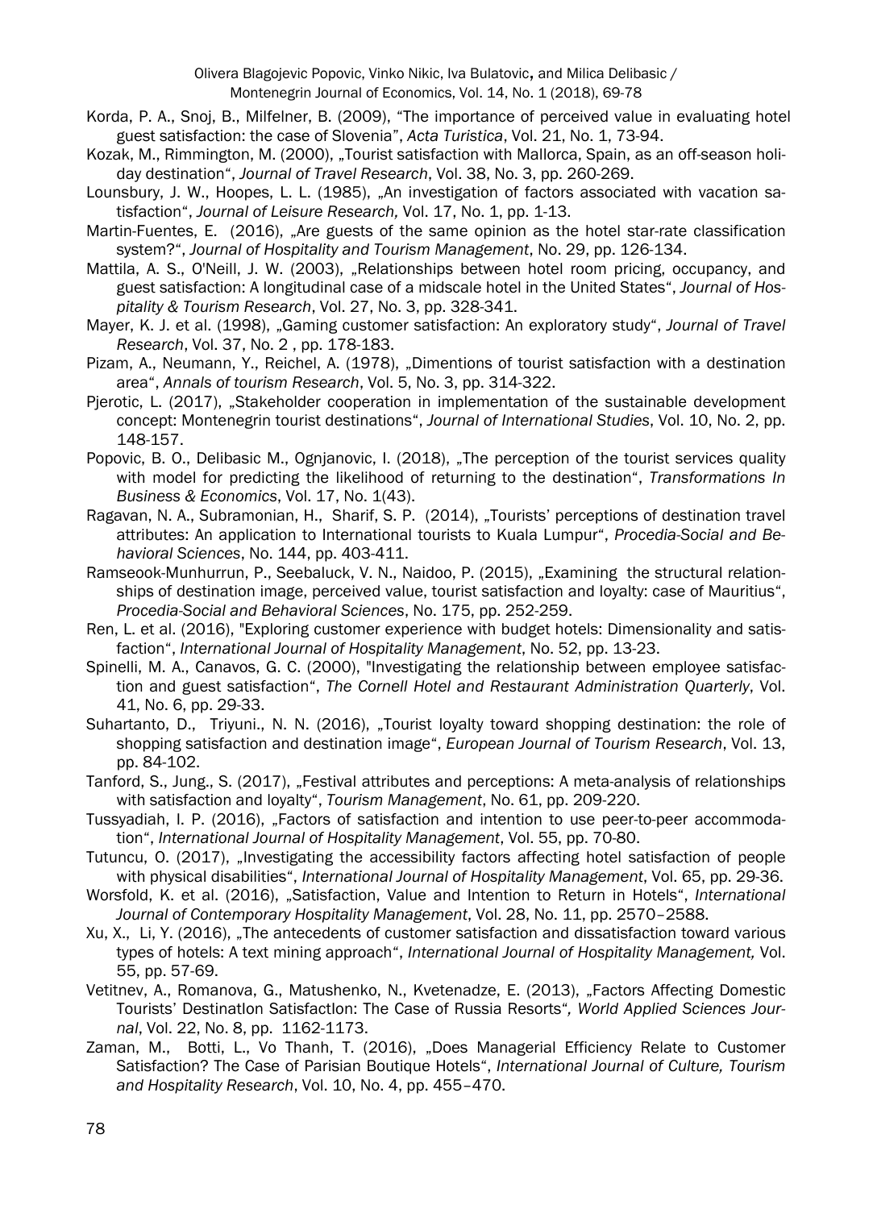Korda, P. A., Snoj, B., Milfelner, B. (2009), “The importance of perceived value in evaluating hotel guest satisfaction: the case of Slovenia”, *Acta Turistica*, Vol. 21, No. 1, 73-94.

Kozak, M., Rimmington, M. (2000), „Tourist satisfaction with Mallorca, Spain, as an off-season holiday destination“, *Journal of Travel Research*, Vol. 38, No. 3, pp. 260-269.

Lounsbury, J. W., Hoopes, L. L. (1985), „An investigation of factors associated with vacation satisfaction“, *Journal of Leisure Research,* Vol. 17, No. 1, pp. 1-13.

Martin-Fuentes, E. (2016), „Are guests of the same opinion as the hotel star-rate classification system?“, *Journal of Hospitality and Tourism Management*, No. 29, pp. 126-134.

Mattila, A. S., O'Neill, J. W. (2003), „Relationships between hotel room pricing, occupancy, and guest satisfaction: A longitudinal case of a midscale hotel in the United States“, *Journal of Hospitality & Tourism Research*, Vol. 27, No. 3, pp. 328-341.

Mayer, K. J. et al. (1998), „Gaming customer satisfaction: An exploratory study“, *Journal of Travel Research*, Vol. 37, No. 2 , pp. 178-183.

Pizam, A., Neumann, Y., Reichel, A. (1978), „Dimentions of tourist satisfaction with a destination area“, *Annals of tourism Research*, Vol. 5, No. 3, pp. 314-322.

Pjerotic, L. (2017), „Stakeholder cooperation in implementation of the sustainable development concept: Montenegrin tourist destinations“, *Journal of International Studies*, Vol. 10, No. 2, pp. 148-157.

Popovic, B. O., Delibasic M., Ognjanovic, I. (2018), „The perception of the tourist services quality with model for predicting the likelihood of returning to the destination“, *Transformations In Business & Economics*, Vol. 17, No. 1(43).

Ragavan, N. A., Subramonian, H., Sharif, S. P. (2014), „Tourists' perceptions of destination travel attributes: An application to International tourists to Kuala Lumpur“, *Procedia-Social and Behavioral Sciences*, No. 144, pp. 403-411.

Ramseook-Munhurrun, P., Seebaluck, V. N., Naidoo, P. (2015), „Examining the structural relationships of destination image, perceived value, tourist satisfaction and loyalty: case of Mauritius“, *Procedia-Social and Behavioral Sciences*, No. 175, pp. 252-259.

Ren, L. et al. (2016), "Exploring customer experience with budget hotels: Dimensionality and satisfaction“, *International Journal of Hospitality Management*, No. 52, pp. 13-23.

Spinelli, M. A., Canavos, G. C. (2000), "Investigating the relationship between employee satisfaction and guest satisfaction“, *The Cornell Hotel and Restaurant Administration Quarterly*, Vol. 41, No. 6, pp. 29-33.

Suhartanto, D., Triyuni., N. N. (2016), „Tourist loyalty toward shopping destination: the role of shopping satisfaction and destination image“, *European Journal of Tourism Research*, Vol. 13, pp. 84-102.

Tanford, S., Jung., S. (2017), „Festival attributes and perceptions: A meta-analysis of relationships with satisfaction and loyalty“, *Tourism Management*, No. 61, pp. 209-220.

Tussyadiah, I. P. (2016), „Factors of satisfaction and intention to use peer-to-peer accommodation“, *International Journal of Hospitality Management*, Vol. 55, pp. 70-80.

Tutuncu, O. (2017), „Investigating the accessibility factors affecting hotel satisfaction of people with physical disabilities“, *International Journal of Hospitality Management*, Vol. 65, pp. 29-36.

Worsfold, K. et al. (2016), „Satisfaction, Value and Intention to Return in Hotels“, *International Journal of Contemporary Hospitality Management*, Vol. 28, No. 11, pp. 2570–2588.

Xu, X., Li, Y. (2016), „The antecedents of customer satisfaction and dissatisfaction toward various types of hotels: A text mining approach“, *International Journal of Hospitality Management,* Vol. 55, pp. 57-69.

Vetitnev, A., Romanova, G., Matushenko, N., Kvetenadze, E. (2013), „Factors Affecting Domestic Tourists' DestinatIon SatisfactIon: The Case of Russia Resorts“*, World Applied Sciences Journal*, Vol. 22, No. 8, pp. 1162-1173.

Zaman, M., Botti, L., Vo Thanh, T. (2016), „Does Managerial Efficiency Relate to Customer Satisfaction? The Case of Parisian Boutique Hotels“, *International Journal of Culture, Tourism and Hospitality Research*, Vol. 10, No. 4, pp. 455–470.